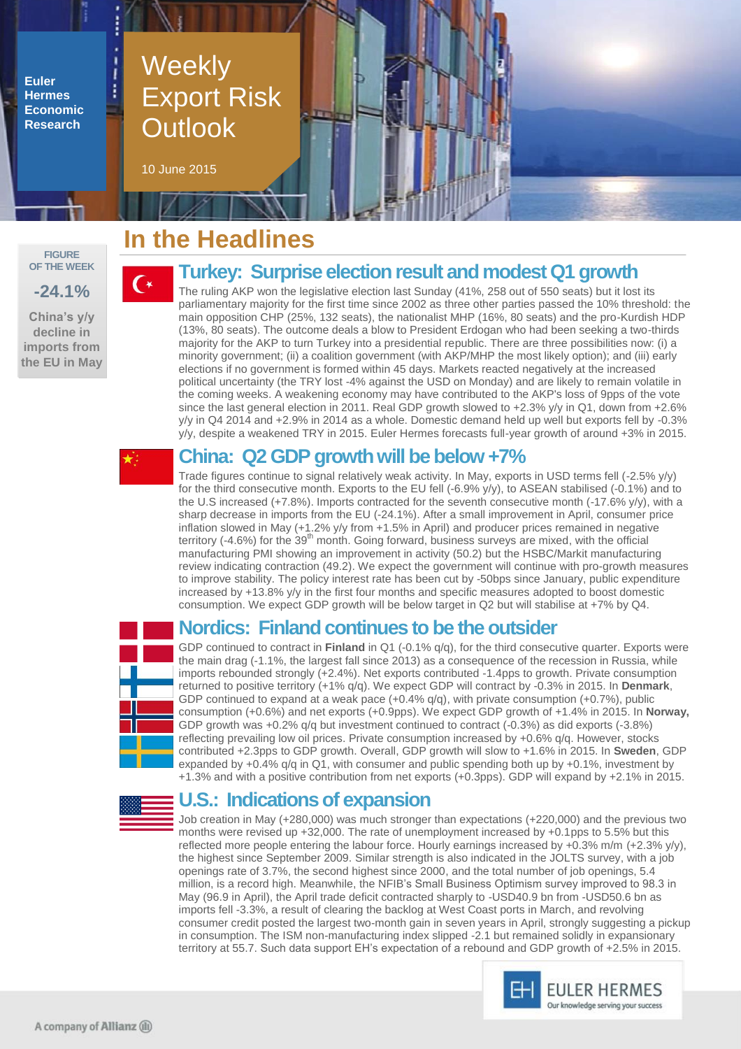Euler Hermes Economic Research

# Weekly Export Risk Outlook

10 June 2015

FIGURE OF THE WEEK

**-24.1%**

China's y/y decline in imports from the EU in May

## In the Headlines

### Turkey: Surprise election result and modest Q1 growth

The ruling AKP won the legislative election last Sunday (41%, 258 out of 550 seats) but it lost its parliamentary majority for the first time since 2002 as three other parties passed the 10% threshold: the main opposition CHP (25%, 132 seats), the nationalist MHP (16%, 80 seats) and the pro-Kurdish HDP (13%, 80 seats). The outcome deals a blow to President Erdogan who had been seeking a two-thirds majority for the AKP to turn Turkey into a presidential republic. There are three possibilities now: (i) a minority government; (ii) a coalition government (with AKP/MHP the most likely option); and (iii) early elections if no government is formed within 45 days. Markets reacted negatively at the increased political uncertainty (the TRY lost -4% against the USD on Monday) and are likely to remain volatile in the coming weeks. A weakening economy may have contributed to the AKP's loss of 9pps of the vote since the last general election in 2011. Real GDP growth slowed to +2.3% y/y in Q1, down from +2.6% y/y in Q4 2014 and +2.9% in 2014 as a whole. Domestic demand held up well but exports fell by -0.3% y/y, despite a weakened TRY in 2015. Euler Hermes forecasts full-year growth of around +3% in 2015.

### China: Q2 GDP growth will be below +7%

Trade figures continue to signal relatively weak activity. In May, exports in USD terms fell (-2.5% y/y) for the third consecutive month. Exports to the EU fell (-6.9% y/y), to ASEAN stabilised (-0.1%) and to the U.S increased (+7.8%). Imports contracted for the seventh consecutive month (-17.6% y/y), with a sharp decrease in imports from the EU (-24.1%). After a small improvement in April, consumer price inflation slowed in May (+1.2% y/y from +1.5% in April) and producer prices remained in negative territory (-4.6%) for the 39th month. Going forward, business surveys are mixed, with the official manufacturing PMI showing an improvement in activity (50.2) but the HSBC/Markit manufacturing review indicating contraction (49.2). We expect the government will continue with pro-growth measures to improve stability. The policy interest rate has been cut by -50bps since January, public expenditure increased by +13.8% y/y in the first four months and specific measures adopted to boost domestic consumption. We expect GDP growth will be below target in Q2 but will stabilise at +7% by Q4.

### Nordics: Finland continues to be the outsider

GDP continued to contract in **Finland** in Q1 (-0.1% q/q), for the third consecutive quarter. Exports were the main drag (-1.1%, the largest fall since 2013) as a consequence of the recession in Russia, while imports rebounded strongly (+2.4%). Net exports contributed -1.4pps to growth. Private consumption returned to positive territory (+1% q/q). We expect GDP will contract by -0.3% in 2015. In **Denmark**, GDP continued to expand at a weak pace (+0.4% q/q), with private consumption (+0.7%), public consumption (+0.6%) and net exports (+0.9pps). We expect GDP growth of +1.4% in 2015. In **Norway,** GDP growth was +0.2% q/q but investment continued to contract (-0.3%) as did exports (-3.8%) reflecting prevailing low oil prices. Private consumption increased by +0.6% q/q. However, stocks contributed +2.3pps to GDP growth. Overall, GDP growth will slow to +1.6% in 2015. In **Sweden**, GDP expanded by +0.4% q/q in Q1, with consumer and public spending both up by +0.1%, investment by +1.3% and with a positive contribution from net exports (+0.3pps). GDP will expand by +2.1% in 2015.

### U.S.: Indications of expansion

Job creation in May (+280,000) was much stronger than expectations (+220,000) and the previous two months were revised up +32,000. The rate of unemployment increased by +0.1pps to 5.5% but this reflected more people entering the labour force. Hourly earnings increased by +0.3% m/m (+2.3% y/y), the highest since September 2009. Similar strength is also indicated in the JOLTS survey, with a job openings rate of 3.7%, the second highest since 2000, and the total number of job openings, 5.4 million, is a record high. Meanwhile, the NFIB's Small Business Optimism survey improved to 98.3 in May (96.9 in April), the April trade deficit contracted sharply to -USD40.9 bn from -USD50.6 bn as imports fell -3.3%, a result of clearing the backlog at West Coast ports in March, and revolving consumer credit posted the largest two-month gain in seven years in April, strongly suggesting a pickup in consumption. The ISM non-manufacturing index slipped -2.1 but remained solidly in expansionary territory at 55.7. Such data support EH's expectation of a rebound and GDP growth of +2.5% in 2015.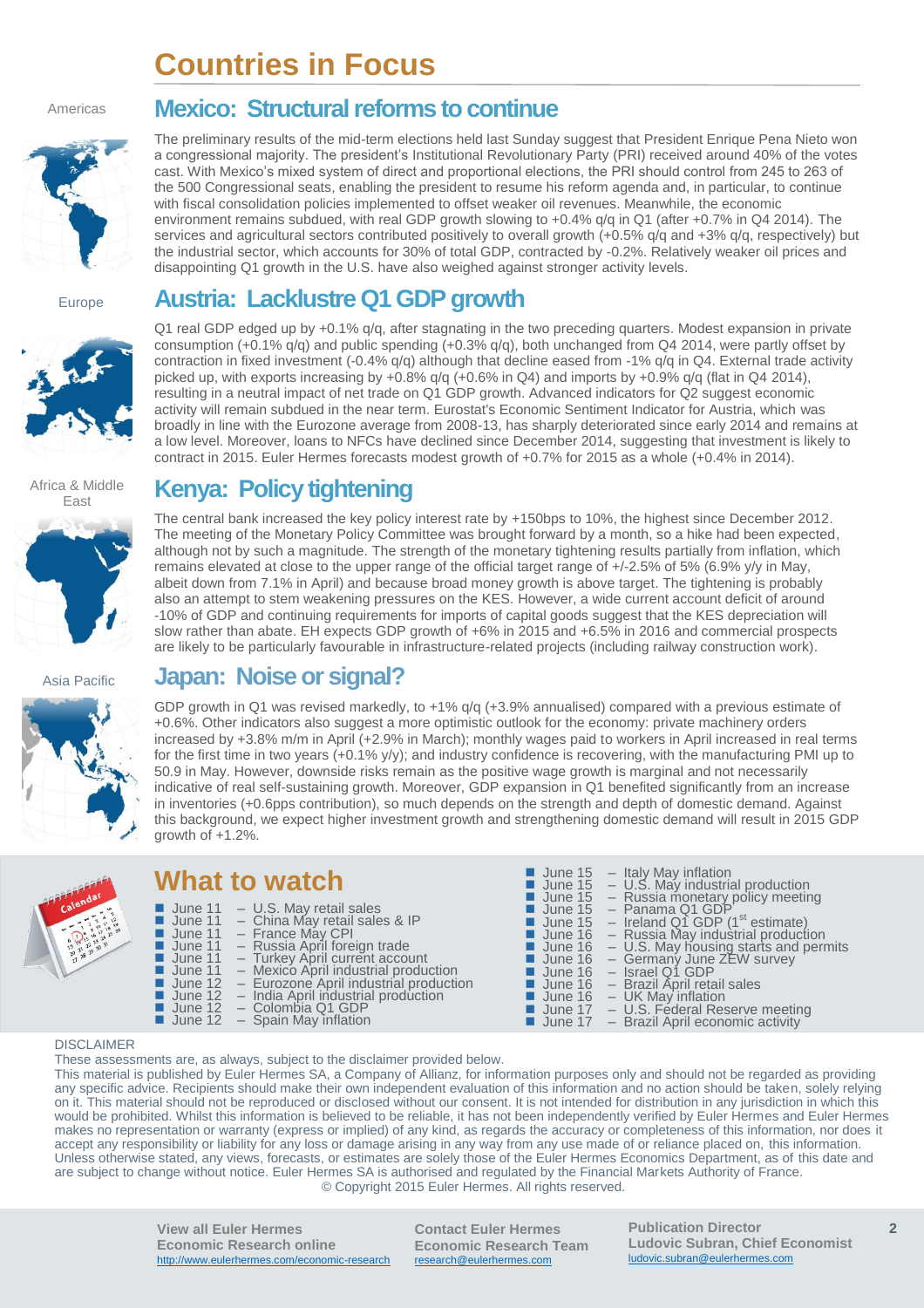# Countries in Focus

Americas

## Mexico: Structural reforms to continue

The preliminary results of the mid-term elections held last Sunday suggest that President Enrique Pena Nieto won a congressional majority. The president's Institutional Revolutionary Party (PRI) received around 40% of the votes cast. With Mexico's mixed system of direct and proportional elections, the PRI should control from 245 to 263 of the 500 Congressional seats, enabling the president to resume his reform agenda and, in particular, to continue with fiscal consolidation policies implemented to offset weaker oil revenues. Meanwhile, the economic environment remains subdued, with real GDP growth slowing to +0.4% q/q in Q1 (after +0.7% in Q4 2014). The services and agricultural sectors contributed positively to overall growth (+0.5% q/q and +3% q/q, respectively) but the industrial sector, which accounts for 30% of total GDP, contracted by -0.2%. Relatively weaker oil prices and disappointing Q1 growth in the U.S. have also weighed against stronger activity levels.

Europe

## Austria: Lacklustre Q1 GDP growth

Q1 real GDP edged up by +0.1% q/q, after stagnating in the two preceding quarters. Modest expansion in private consumption (+0.1% q/q) and public spending (+0.3% q/q), both unchanged from Q4 2014, were partly offset by contraction in fixed investment (-0.4% q/q) although that decline eased from -1% q/q in Q4. External trade activity picked up, with exports increasing by +0.8% q/q (+0.6% in Q4) and imports by +0.9% q/q (flat in Q4 2014), resulting in a neutral impact of net trade on Q1 GDP growth. Advanced indicators for Q2 suggest economic activity will remain subdued in the near term. Eurostat's Economic Sentiment Indicator for Austria, which was broadly in line with the Eurozone average from 2008-13, has sharply deteriorated since early 2014 and remains at a low level. Moreover, loans to NFCs have declined since December 2014, suggesting that investment is likely to contract in 2015. Euler Hermes forecasts modest growth of +0.7% for 2015 as a whole (+0.4% in 2014).

Africa & Middle East

## Kenya: Policy tightening

The central bank increased the key policy interest rate by +150bps to 10%, the highest since December 2012. The meeting of the Monetary Policy Committee was brought forward by a month, so a hike had been expected, although not by such a magnitude. The strength of the monetary tightening results partially from inflation, which remains elevated at close to the upper range of the official target range of +/-2.5% of 5% (6.9% y/y in May, albeit down from 7.1% in April) and because broad money growth is above target. The tightening is probably also an attempt to stem weakening pressures on the KES. However, a wide current account deficit of around -10% of GDP and continuing requirements for imports of capital goods suggest that the KES depreciation will slow rather than abate. EH expects GDP growth of +6% in 2015 and +6.5% in 2016 and commercial prospects are likely to be particularly favourable in infrastructure-related projects (including railway construction work).

Asia Pacific

## Japan: Noise or signal?

GDP growth in Q1 was revised markedly, to +1% q/q (+3.9% annualised) compared with a previous estimate of +0.6%. Other indicators also suggest a more optimistic outlook for the economy: private machinery orders increased by +3.8% m/m in April (+2.9% in March); monthly wages paid to workers in April increased in real terms for the first time in two years (+0.1% y/y); and industry confidence is recovering, with the manufacturing PMI up to 50.9 in May. However, downside risks remain as the positive wage growth is marginal and not necessarily indicative of real self-sustaining growth. Moreover, GDP expansion in Q1 benefited significantly from an increase in inventories (+0.6pps contribution), so much depends on the strength and depth of domestic demand. Against this background, we expect higher investment growth and strengthening domestic demand will result in 2015 GDP growth of +1.2%.

## What to watch

- June 11 – U.S. May retail sales
- June 11 – China May retail sales & IP
- June 11 – France May CPI
- June 11 – Russia April foreign trade
- June 11 – Turkey April current account
- June 11 – Mexico April industrial production
- June 12 – Eurozone April industrial production
- June 12 – India April industrial production
- June 12 – Colombia Q1 GDP
- June 12 – Spain May inflation
- June 15 – Italy May inflation
- June 15 – U.S. May industrial production
- June 15 – Russia monetary policy meeting
- June 15 – Panama Q1 GDP
- June 15 – Ireland Q1 GDP (1st estimate)
- June 16 – Russia May industrial production
- June 16 – U.S. May housing starts and permits
- June 16 – Germany June ZEW survey
- June 16 – Israel Q1 GDP
- June 16 – Brazil April retail sales
- June 16 – UK May inflation
- June 17 – U.S. Federal Reserve meeting
- June 17 – Brazil April economic activity

DISCLAIMER

These assessments are, as always, subject to the disclaimer provided below.

This material is published by Euler Hermes SA, a Company of Allianz, for information purposes only and should not be regarded as providing any specific advice. Recipients should make their own independent evaluation of this information and no action should be taken, solely relying on it. This material should not be reproduced or disclosed without our consent. It is not intended for distribution in any jurisdiction in which this would be prohibited. Whilst this information is believed to be reliable, it has not been independently verified by Euler Hermes and Euler Hermes makes no representation or warranty (express or implied) of any kind, as regards the accuracy or completeness of this information, nor does it accept any responsibility or liability for any loss or damage arising in any way from any use made of or reliance placed on, this information. Unless otherwise stated, any views, forecasts, or estimates are solely those of the Euler Hermes Economics Department, as of this date and are subject to change without notice. Euler Hermes SA is authorised and regulated by the Financial Markets Authority of France.

© Copyright 2015 Euler Hermes. All rights reserved.

**View all Euler Hermes Economic Research online**
http://www.eulerhermes.com/economic-research

**Contact Euler Hermes Economic Research Team**
research@eulerhermes.com

**Publication Director**
**Ludovic Subran, Chief Economist**
ludovic.subran@eulerhermes.com